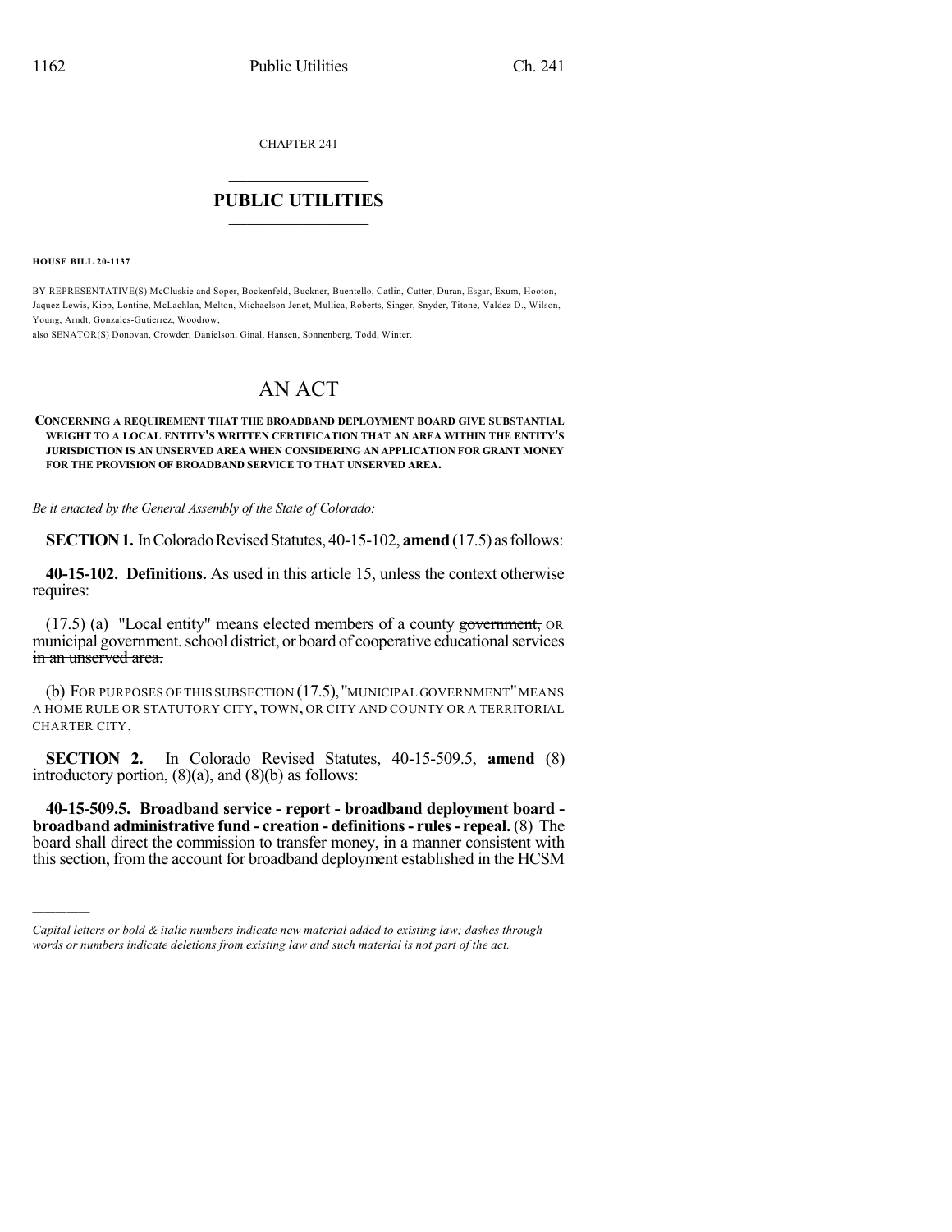CHAPTER 241

# PUBLIC UTILITIES

**HOUSE BILL 20-1137**

BY REPRESENTATIVE(S) McCluskie and Soper, Bockenfeld, Buckner, Buentello, Catlin, Cutter, Duran, Esgar, Exum, Hooton, Jaquez Lewis, Kipp, Lontine, McLachlan, Melton, Michaelson Jenet, Mullica, Roberts, Singer, Snyder, Titone, Valdez D., Wilson, Young, Arndt, Gonzales-Gutierrez, Woodrow;
also SENATOR(S) Donovan, Crowder, Danielson, Ginal, Hansen, Sonnenberg, Todd, Winter.

# AN ACT

**CONCERNING A REQUIREMENT THAT THE BROADBAND DEPLOYMENT BOARD GIVE SUBSTANTIAL WEIGHT TO A LOCAL ENTITY'S WRITTEN CERTIFICATION THAT AN AREA WITHIN THE ENTITY'S JURISDICTION IS AN UNSERVED AREA WHEN CONSIDERING AN APPLICATION FOR GRANT MONEY FOR THE PROVISION OF BROADBAND SERVICE TO THAT UNSERVED AREA.**

*Be it enacted by the General Assembly of the State of Colorado:*

**SECTION 1.** In Colorado Revised Statutes, 40-15-102, **amend** (17.5) as follows:

**40-15-102. Definitions.** As used in this article 15, unless the context otherwise requires:

(17.5) (a) "Local entity" means elected members of a county ~~government,~~ OR municipal government. ~~school district, or board of cooperative educational services in an unserved area.~~

(b) FOR PURPOSES OF THIS SUBSECTION (17.5), "MUNICIPAL GOVERNMENT" MEANS A HOME RULE OR STATUTORY CITY, TOWN, OR CITY AND COUNTY OR A TERRITORIAL CHARTER CITY.

**SECTION 2.** In Colorado Revised Statutes, 40-15-509.5, **amend** (8) introductory portion, (8)(a), and (8)(b) as follows:

**40-15-509.5. Broadband service - report - broadband deployment board - broadband administrative fund - creation - definitions - rules - repeal.** (8) The board shall direct the commission to transfer money, in a manner consistent with this section, from the account for broadband deployment established in the HCSM

---

*Capital letters or bold & italic numbers indicate new material added to existing law; dashes through words or numbers indicate deletions from existing law and such material is not part of the act.*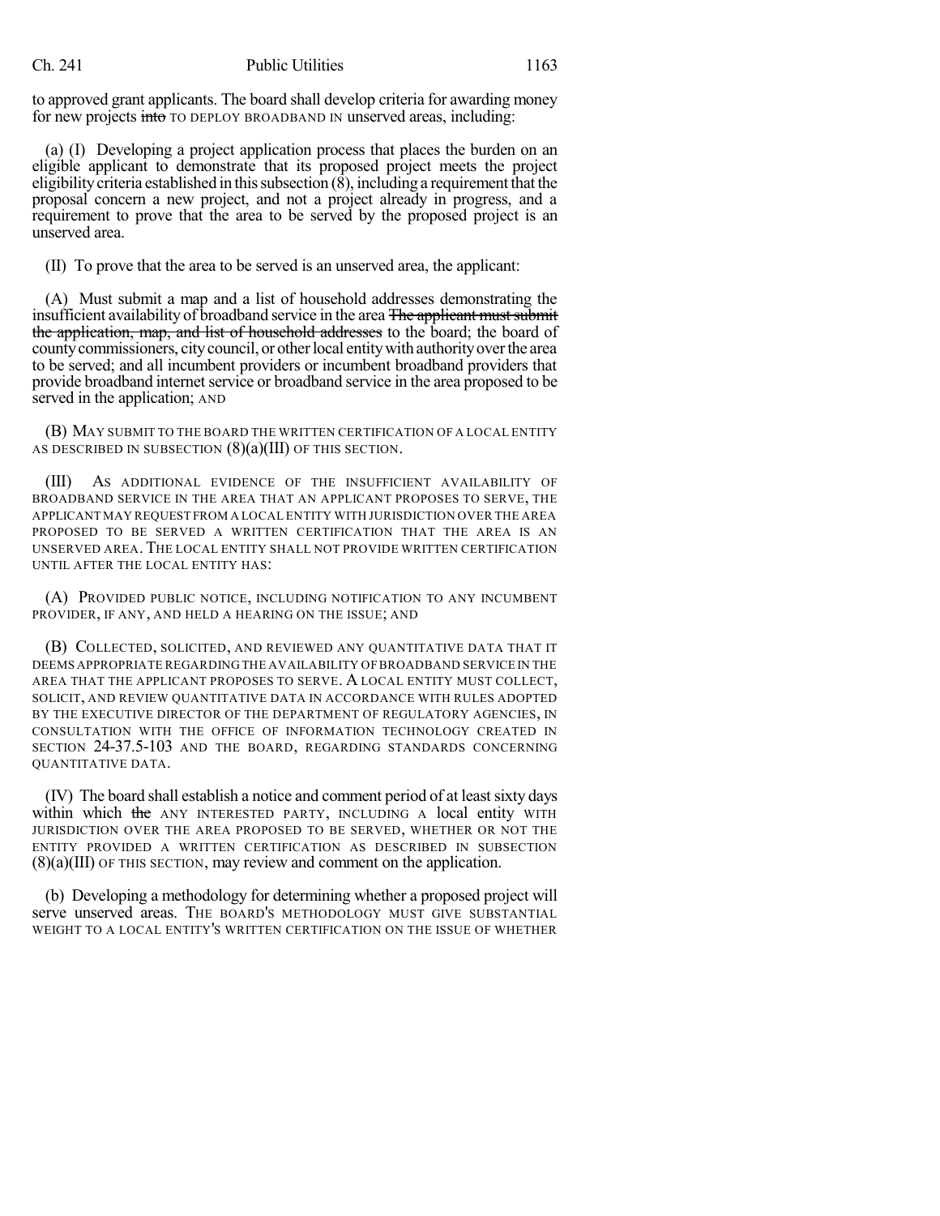to approved grant applicants. The board shall develop criteria for awarding money for new projects ~~into~~ TO DEPLOY BROADBAND IN unserved areas, including:

(a) (I) Developing a project application process that places the burden on an eligible applicant to demonstrate that its proposed project meets the project eligibility criteria established in this subsection (8), including a requirement that the proposal concern a new project, and not a project already in progress, and a requirement to prove that the area to be served by the proposed project is an unserved area.

(II) To prove that the area to be served is an unserved area, the applicant:

(A) Must submit a map and a list of household addresses demonstrating the insufficient availability of broadband service in the area ~~The applicant must submit the application, map, and list of household addresses~~ to the board; the board of county commissioners, city council, or other local entity with authority over the area to be served; and all incumbent providers or incumbent broadband providers that provide broadband internet service or broadband service in the area proposed to be served in the application; AND

(B) MAY SUBMIT TO THE BOARD THE WRITTEN CERTIFICATION OF A LOCAL ENTITY AS DESCRIBED IN SUBSECTION (8)(a)(III) OF THIS SECTION.

(III) AS ADDITIONAL EVIDENCE OF THE INSUFFICIENT AVAILABILITY OF BROADBAND SERVICE IN THE AREA THAT AN APPLICANT PROPOSES TO SERVE, THE APPLICANT MAY REQUEST FROM A LOCAL ENTITY WITH JURISDICTION OVER THE AREA PROPOSED TO BE SERVED A WRITTEN CERTIFICATION THAT THE AREA IS AN UNSERVED AREA. THE LOCAL ENTITY SHALL NOT PROVIDE WRITTEN CERTIFICATION UNTIL AFTER THE LOCAL ENTITY HAS:

(A) PROVIDED PUBLIC NOTICE, INCLUDING NOTIFICATION TO ANY INCUMBENT PROVIDER, IF ANY, AND HELD A HEARING ON THE ISSUE; AND

(B) COLLECTED, SOLICITED, AND REVIEWED ANY QUANTITATIVE DATA THAT IT DEEMS APPROPRIATE REGARDING THE AVAILABILITY OF BROADBAND SERVICE IN THE AREA THAT THE APPLICANT PROPOSES TO SERVE. A LOCAL ENTITY MUST COLLECT, SOLICIT, AND REVIEW QUANTITATIVE DATA IN ACCORDANCE WITH RULES ADOPTED BY THE EXECUTIVE DIRECTOR OF THE DEPARTMENT OF REGULATORY AGENCIES, IN CONSULTATION WITH THE OFFICE OF INFORMATION TECHNOLOGY CREATED IN SECTION 24-37.5-103 AND THE BOARD, REGARDING STANDARDS CONCERNING QUANTITATIVE DATA.

(IV) The board shall establish a notice and comment period of at least sixty days within which ~~the~~ ANY INTERESTED PARTY, INCLUDING A local entity WITH JURISDICTION OVER THE AREA PROPOSED TO BE SERVED, WHETHER OR NOT THE ENTITY PROVIDED A WRITTEN CERTIFICATION AS DESCRIBED IN SUBSECTION (8)(a)(III) OF THIS SECTION, may review and comment on the application.

(b) Developing a methodology for determining whether a proposed project will serve unserved areas. THE BOARD'S METHODOLOGY MUST GIVE SUBSTANTIAL WEIGHT TO A LOCAL ENTITY'S WRITTEN CERTIFICATION ON THE ISSUE OF WHETHER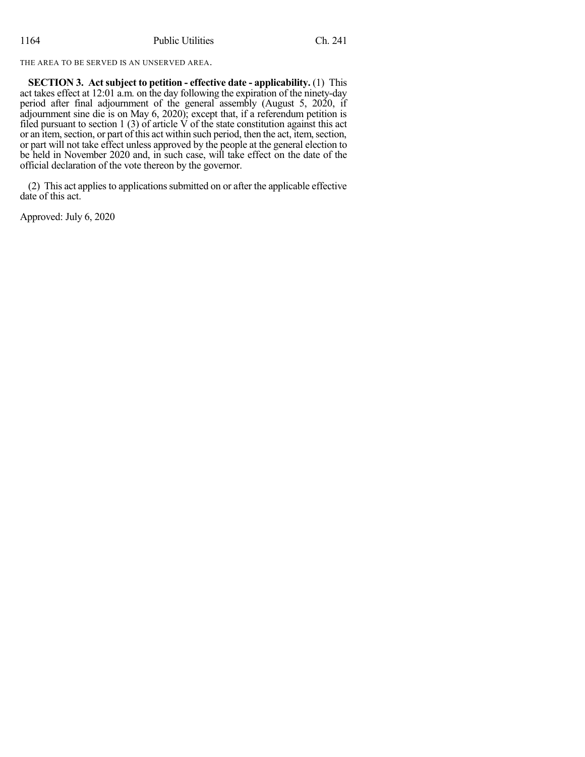THE AREA TO BE SERVED IS AN UNSERVED AREA.

**SECTION 3. Act subject to petition - effective date - applicability.** (1) This act takes effect at 12:01 a.m. on the day following the expiration of the ninety-day period after final adjournment of the general assembly (August 5, 2020, if adjournment sine die is on May 6, 2020); except that, if a referendum petition is filed pursuant to section 1 (3) of article V of the state constitution against this act or an item, section, or part of this act within such period, then the act, item, section, or part will not take effect unless approved by the people at the general election to be held in November 2020 and, in such case, will take effect on the date of the official declaration of the vote thereon by the governor.

(2) This act applies to applications submitted on or after the applicable effective date of this act.

Approved: July 6, 2020